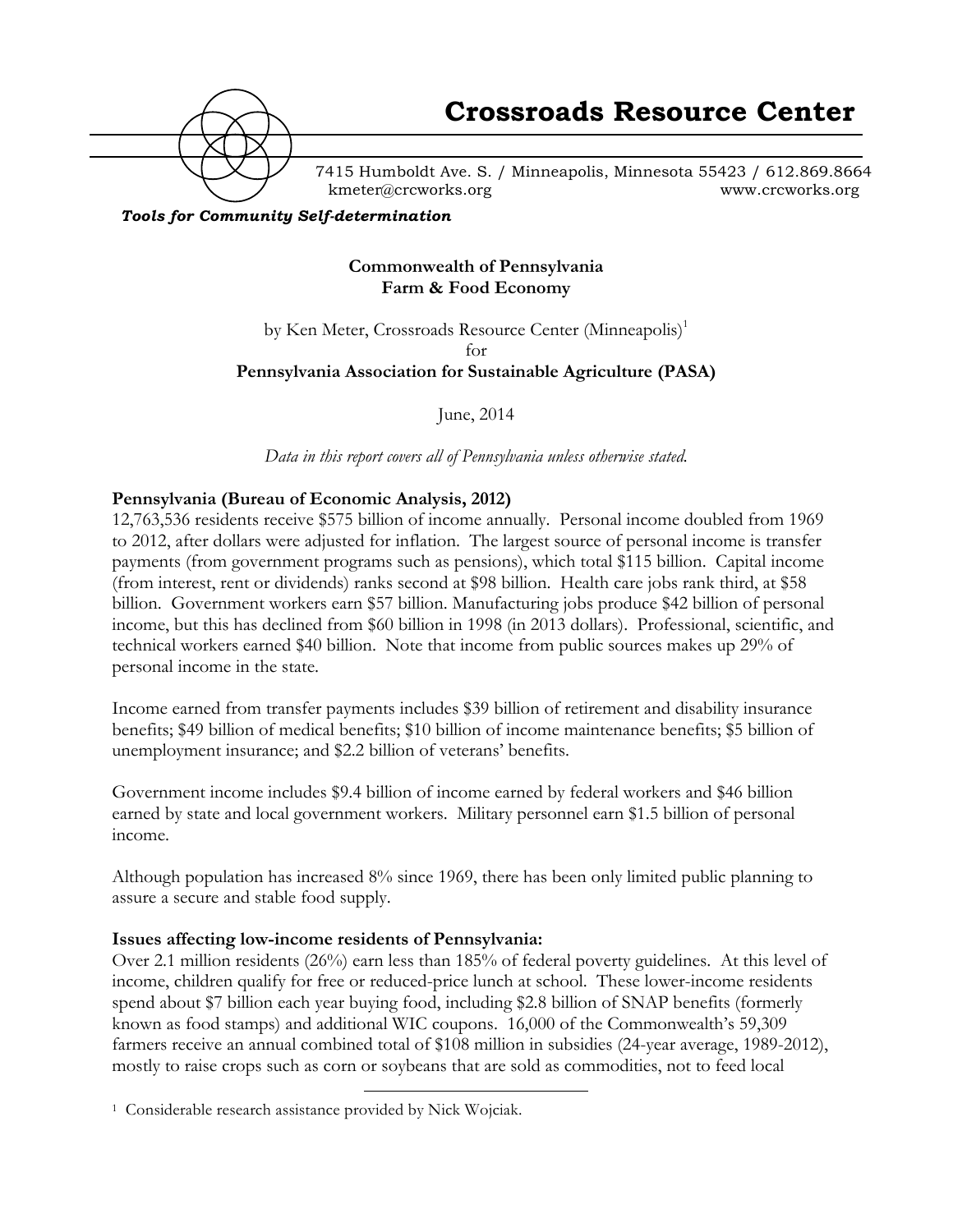# Crossroads Resource Center

7415 Humboldt Ave. S. / Minneapolis, Minnesota 55423 / 612.869.8664
kmeter@crcworks.org www.crcworks.org

***Tools for Community Self-determination***

**Commonwealth of Pennsylvania**
**Farm & Food Economy**

by Ken Meter, Crossroads Resource Center (Minneapolis)[1]
for
**Pennsylvania Association for Sustainable Agriculture (PASA)**

June, 2014

*Data in this report covers all of Pennsylvania unless otherwise stated.*

**Pennsylvania (Bureau of Economic Analysis, 2012)**
12,763,536 residents receive $575 billion of income annually. Personal income doubled from 1969 to 2012, after dollars were adjusted for inflation. The largest source of personal income is transfer payments (from government programs such as pensions), which total $115 billion. Capital income (from interest, rent or dividends) ranks second at $98 billion. Health care jobs rank third, at $58 billion. Government workers earn $57 billion. Manufacturing jobs produce $42 billion of personal income, but this has declined from $60 billion in 1998 (in 2013 dollars). Professional, scientific, and technical workers earned $40 billion. Note that income from public sources makes up 29% of personal income in the state.

Income earned from transfer payments includes $39 billion of retirement and disability insurance benefits; $49 billion of medical benefits; $10 billion of income maintenance benefits; $5 billion of unemployment insurance; and $2.2 billion of veterans' benefits.

Government income includes $9.4 billion of income earned by federal workers and $46 billion earned by state and local government workers. Military personnel earn $1.5 billion of personal income.

Although population has increased 8% since 1969, there has been only limited public planning to assure a secure and stable food supply.

**Issues affecting low-income residents of Pennsylvania:**
Over 2.1 million residents (26%) earn less than 185% of federal poverty guidelines. At this level of income, children qualify for free or reduced-price lunch at school. These lower-income residents spend about $7 billion each year buying food, including $2.8 billion of SNAP benefits (formerly known as food stamps) and additional WIC coupons. 16,000 of the Commonwealth's 59,309 farmers receive an annual combined total of $108 million in subsidies (24-year average, 1989-2012), mostly to raise crops such as corn or soybeans that are sold as commodities, not to feed local

---

[1] Considerable research assistance provided by Nick Wojciak.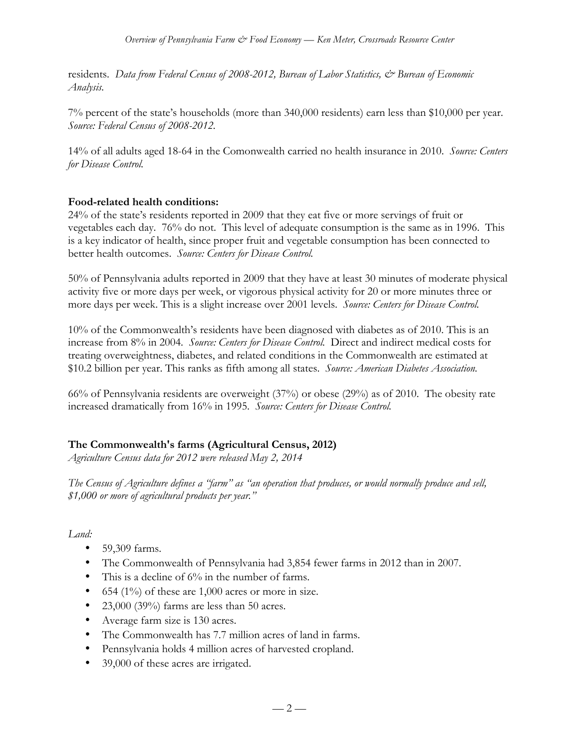residents. *Data from Federal Census of 2008-2012, Bureau of Labor Statistics, & Bureau of Economic Analysis.*

7% percent of the state's households (more than 340,000 residents) earn less than $10,000 per year. *Source: Federal Census of 2008-2012.*

14% of all adults aged 18-64 in the Comonwealth carried no health insurance in 2010. *Source: Centers for Disease Control.*

**Food-related health conditions:**

24% of the state's residents reported in 2009 that they eat five or more servings of fruit or vegetables each day. 76% do not. This level of adequate consumption is the same as in 1996. This is a key indicator of health, since proper fruit and vegetable consumption has been connected to better health outcomes. *Source: Centers for Disease Control.*

50% of Pennsylvania adults reported in 2009 that they have at least 30 minutes of moderate physical activity five or more days per week, or vigorous physical activity for 20 or more minutes three or more days per week. This is a slight increase over 2001 levels. *Source: Centers for Disease Control.*

10% of the Commonwealth's residents have been diagnosed with diabetes as of 2010. This is an increase from 8% in 2004. *Source: Centers for Disease Control.* Direct and indirect medical costs for treating overweightness, diabetes, and related conditions in the Commonwealth are estimated at $10.2 billion per year. This ranks as fifth among all states. *Source: American Diabetes Association.*

66% of Pennsylvania residents are overweight (37%) or obese (29%) as of 2010. The obesity rate increased dramatically from 16% in 1995. *Source: Centers for Disease Control.*

**The Commonwealth's farms (Agricultural Census, 2012)**

*Agriculture Census data for 2012 were released May 2, 2014*

*The Census of Agriculture defines a "farm" as "an operation that produces, or would normally produce and sell, $1,000 or more of agricultural products per year."*

*Land:*

- 59,309 farms.
- The Commonwealth of Pennsylvania had 3,854 fewer farms in 2012 than in 2007.
- This is a decline of 6% in the number of farms.
- 654 (1%) of these are 1,000 acres or more in size.
- 23,000 (39%) farms are less than 50 acres.
- Average farm size is 130 acres.
- The Commonwealth has 7.7 million acres of land in farms.
- Pennsylvania holds 4 million acres of harvested cropland.
- 39,000 of these acres are irrigated.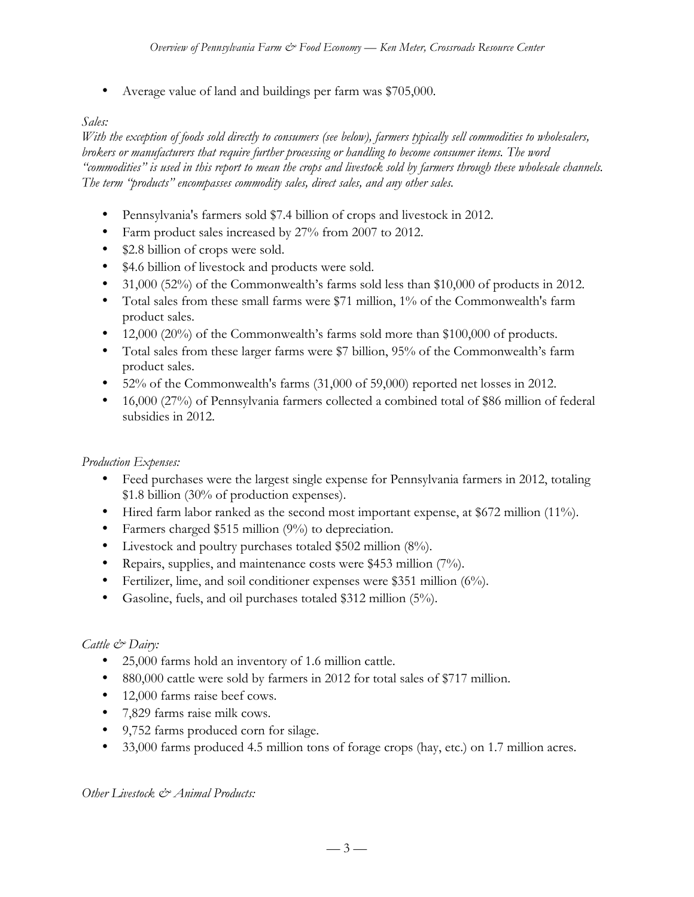- Average value of land and buildings per farm was $705,000.

*Sales:*

*With the exception of foods sold directly to consumers (see below), farmers typically sell commodities to wholesalers, brokers or manufacturers that require further processing or handling to become consumer items. The word "commodities" is used in this report to mean the crops and livestock sold by farmers through these wholesale channels. The term "products" encompasses commodity sales, direct sales, and any other sales.*

- Pennsylvania's farmers sold $7.4 billion of crops and livestock in 2012.
- Farm product sales increased by 27% from 2007 to 2012.
- $2.8 billion of crops were sold.
- $4.6 billion of livestock and products were sold.
- 31,000 (52%) of the Commonwealth's farms sold less than $10,000 of products in 2012.
- Total sales from these small farms were $71 million, 1% of the Commonwealth's farm product sales.
- 12,000 (20%) of the Commonwealth's farms sold more than $100,000 of products.
- Total sales from these larger farms were $7 billion, 95% of the Commonwealth's farm product sales.
- 52% of the Commonwealth's farms (31,000 of 59,000) reported net losses in 2012.
- 16,000 (27%) of Pennsylvania farmers collected a combined total of $86 million of federal subsidies in 2012.

*Production Expenses:*

- Feed purchases were the largest single expense for Pennsylvania farmers in 2012, totaling $1.8 billion (30% of production expenses).
- Hired farm labor ranked as the second most important expense, at $672 million (11%).
- Farmers charged $515 million (9%) to depreciation.
- Livestock and poultry purchases totaled $502 million (8%).
- Repairs, supplies, and maintenance costs were $453 million (7%).
- Fertilizer, lime, and soil conditioner expenses were $351 million (6%).
- Gasoline, fuels, and oil purchases totaled $312 million (5%).

*Cattle & Dairy:*

- 25,000 farms hold an inventory of 1.6 million cattle.
- 880,000 cattle were sold by farmers in 2012 for total sales of $717 million.
- 12,000 farms raise beef cows.
- 7,829 farms raise milk cows.
- 9,752 farms produced corn for silage.
- 33,000 farms produced 4.5 million tons of forage crops (hay, etc.) on 1.7 million acres.

*Other Livestock & Animal Products:*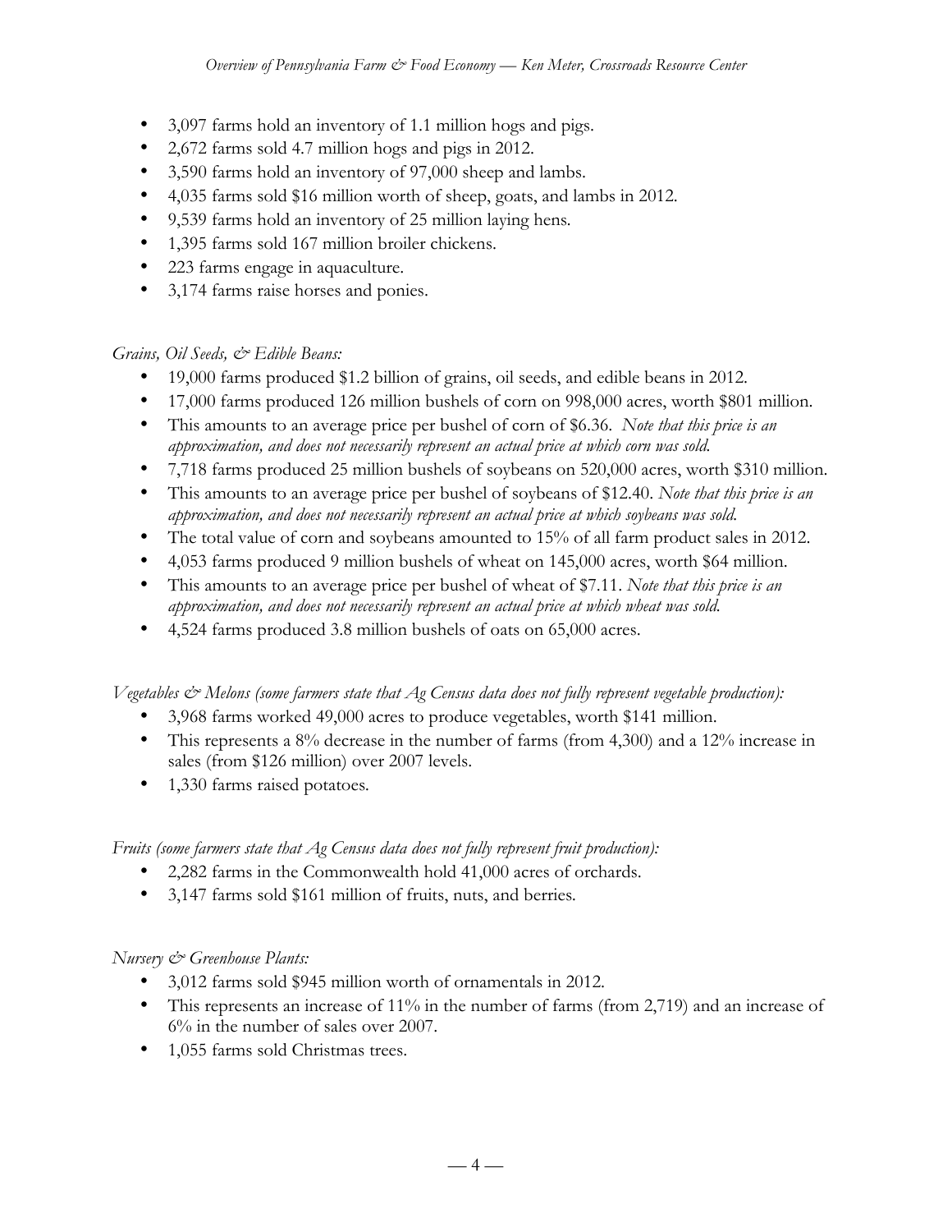- 3,097 farms hold an inventory of 1.1 million hogs and pigs.
- 2,672 farms sold 4.7 million hogs and pigs in 2012.
- 3,590 farms hold an inventory of 97,000 sheep and lambs.
- 4,035 farms sold $16 million worth of sheep, goats, and lambs in 2012.
- 9,539 farms hold an inventory of 25 million laying hens.
- 1,395 farms sold 167 million broiler chickens.
- 223 farms engage in aquaculture.
- 3,174 farms raise horses and ponies.

*Grains, Oil Seeds, & Edible Beans:*

- 19,000 farms produced $1.2 billion of grains, oil seeds, and edible beans in 2012.
- 17,000 farms produced 126 million bushels of corn on 998,000 acres, worth $801 million.
- This amounts to an average price per bushel of corn of $6.36. *Note that this price is an approximation, and does not necessarily represent an actual price at which corn was sold.*
- 7,718 farms produced 25 million bushels of soybeans on 520,000 acres, worth $310 million.
- This amounts to an average price per bushel of soybeans of $12.40. *Note that this price is an approximation, and does not necessarily represent an actual price at which soybeans was sold.*
- The total value of corn and soybeans amounted to 15% of all farm product sales in 2012.
- 4,053 farms produced 9 million bushels of wheat on 145,000 acres, worth $64 million.
- This amounts to an average price per bushel of wheat of $7.11. *Note that this price is an approximation, and does not necessarily represent an actual price at which wheat was sold.*
- 4,524 farms produced 3.8 million bushels of oats on 65,000 acres.

*Vegetables & Melons (some farmers state that Ag Census data does not fully represent vegetable production):*

- 3,968 farms worked 49,000 acres to produce vegetables, worth $141 million.
- This represents a 8% decrease in the number of farms (from 4,300) and a 12% increase in sales (from $126 million) over 2007 levels.
- 1,330 farms raised potatoes.

*Fruits (some farmers state that Ag Census data does not fully represent fruit production):*

- 2,282 farms in the Commonwealth hold 41,000 acres of orchards.
- 3,147 farms sold $161 million of fruits, nuts, and berries.

*Nursery & Greenhouse Plants:*

- 3,012 farms sold $945 million worth of ornamentals in 2012.
- This represents an increase of 11% in the number of farms (from 2,719) and an increase of 6% in the number of sales over 2007.
- 1,055 farms sold Christmas trees.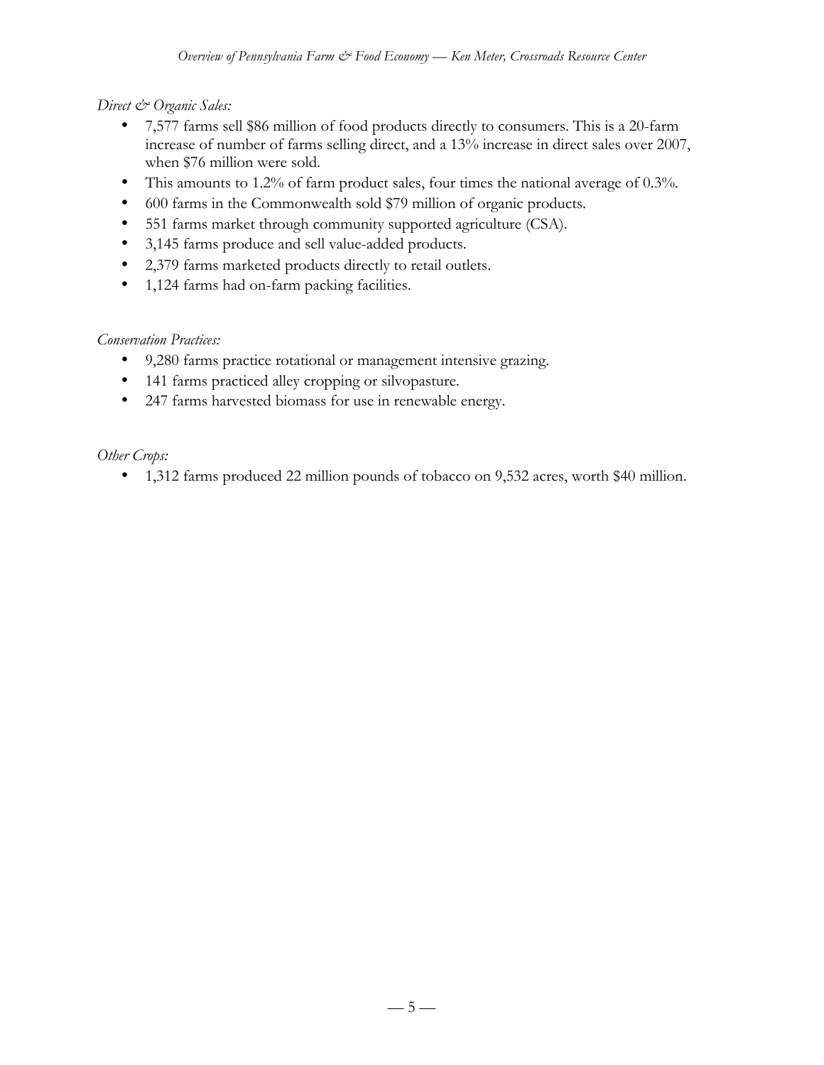*Direct & Organic Sales:*

- 7,577 farms sell \$86 million of food products directly to consumers. This is a 20-farm increase of number of farms selling direct, and a 13% increase in direct sales over 2007, when \$76 million were sold.
- This amounts to 1.2% of farm product sales, four times the national average of 0.3%.
- 600 farms in the Commonwealth sold \$79 million of organic products.
- 551 farms market through community supported agriculture (CSA).
- 3,145 farms produce and sell value-added products.
- 2,379 farms marketed products directly to retail outlets.
- 1,124 farms had on-farm packing facilities.

*Conservation Practices:*

- 9,280 farms practice rotational or management intensive grazing.
- 141 farms practiced alley cropping or silvopasture.
- 247 farms harvested biomass for use in renewable energy.

*Other Crops:*

- 1,312 farms produced 22 million pounds of tobacco on 9,532 acres, worth \$40 million.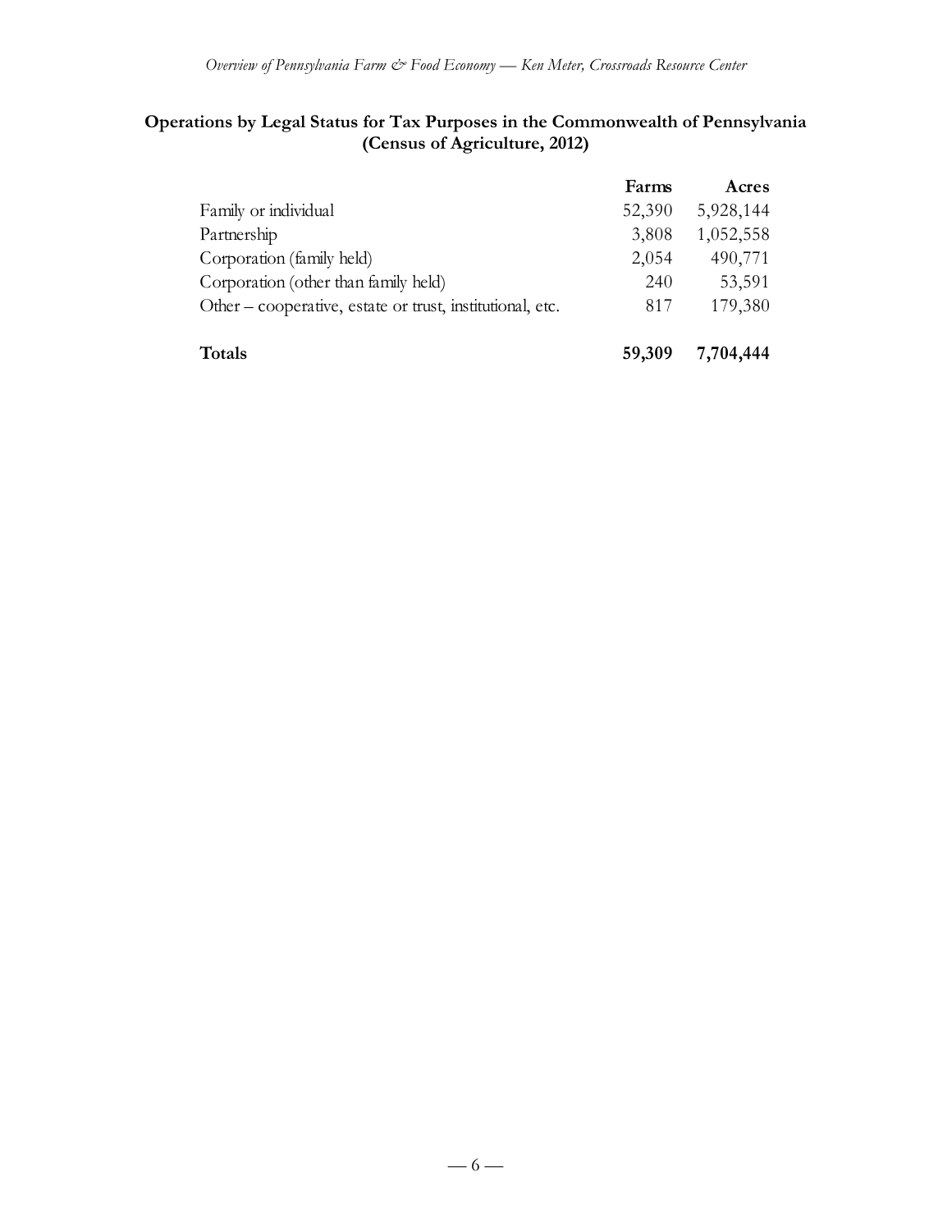**Operations by Legal Status for Tax Purposes in the Commonwealth of Pennsylvania (Census of Agriculture, 2012)**

| | Farms | Acres |
|---|---|---|
| Family or individual | 52,390 | 5,928,144 |
| Partnership | 3,808 | 1,052,558 |
| Corporation (family held) | 2,054 | 490,771 |
| Corporation (other than family held) | 240 | 53,591 |
| Other – cooperative, estate or trust, institutional, etc. | 817 | 179,380 |
| **Totals** | **59,309** | **7,704,444** |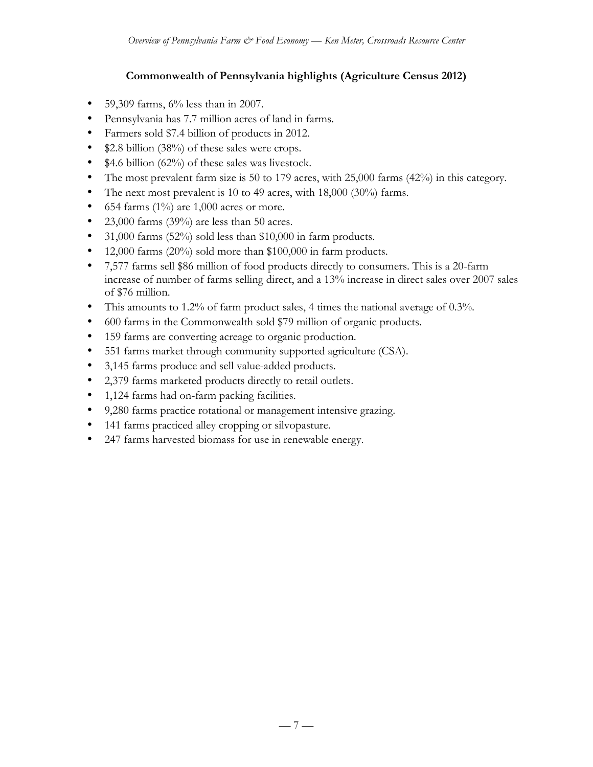## Commonwealth of Pennsylvania highlights (Agriculture Census 2012)

- 59,309 farms, 6% less than in 2007.
- Pennsylvania has 7.7 million acres of land in farms.
- Farmers sold $7.4 billion of products in 2012.
- $2.8 billion (38%) of these sales were crops.
- $4.6 billion (62%) of these sales was livestock.
- The most prevalent farm size is 50 to 179 acres, with 25,000 farms (42%) in this category.
- The next most prevalent is 10 to 49 acres, with 18,000 (30%) farms.
- 654 farms (1%) are 1,000 acres or more.
- 23,000 farms (39%) are less than 50 acres.
- 31,000 farms (52%) sold less than $10,000 in farm products.
- 12,000 farms (20%) sold more than $100,000 in farm products.
- 7,577 farms sell $86 million of food products directly to consumers. This is a 20-farm increase of number of farms selling direct, and a 13% increase in direct sales over 2007 sales of $76 million.
- This amounts to 1.2% of farm product sales, 4 times the national average of 0.3%.
- 600 farms in the Commonwealth sold $79 million of organic products.
- 159 farms are converting acreage to organic production.
- 551 farms market through community supported agriculture (CSA).
- 3,145 farms produce and sell value-added products.
- 2,379 farms marketed products directly to retail outlets.
- 1,124 farms had on-farm packing facilities.
- 9,280 farms practice rotational or management intensive grazing.
- 141 farms practiced alley cropping or silvopasture.
- 247 farms harvested biomass for use in renewable energy.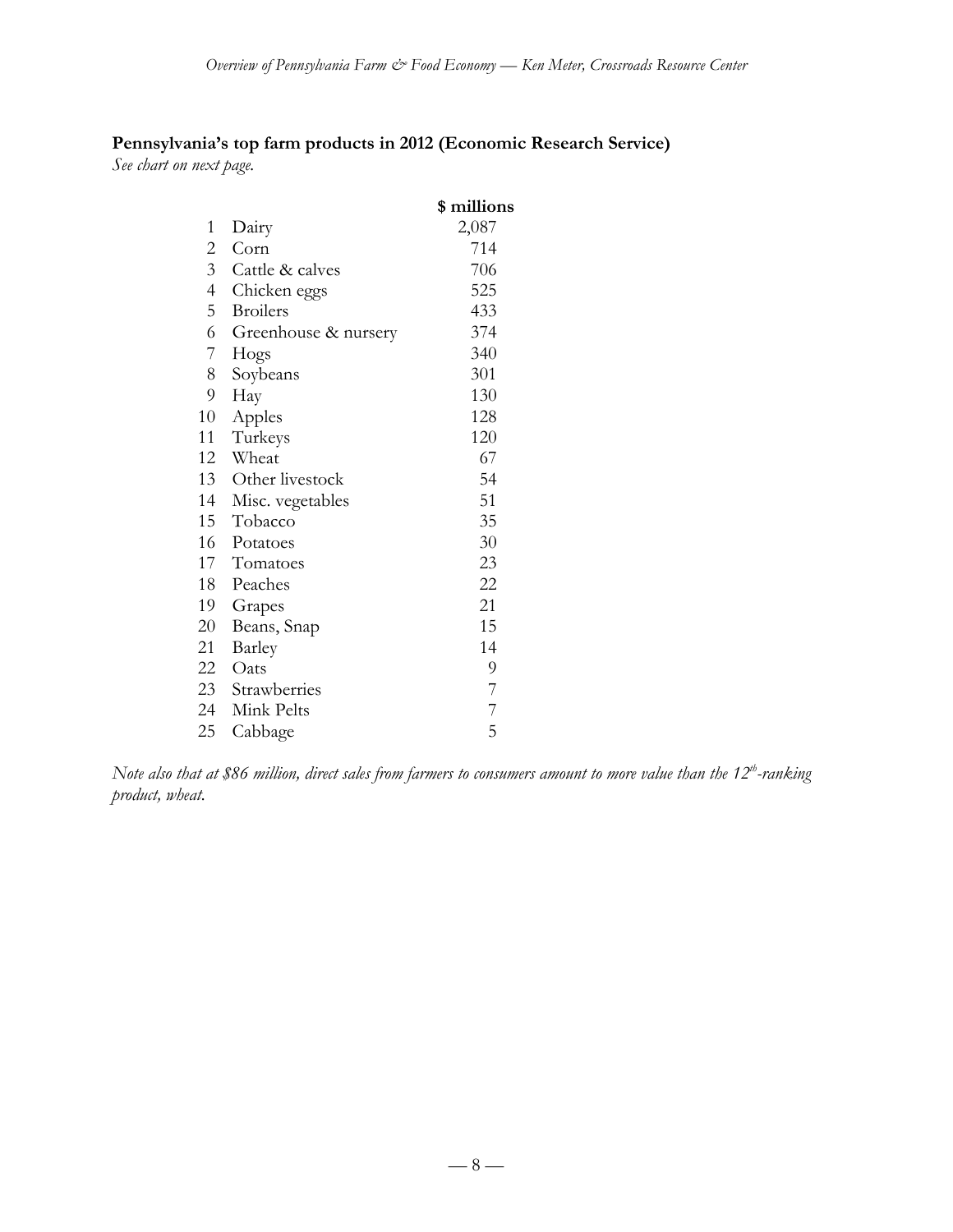**Pennsylvania's top farm products in 2012 (Economic Research Service)**

*See chart on next page.*

| | | $ millions |
|---|---|---|
| 1 | Dairy | 2,087 |
| 2 | Corn | 714 |
| 3 | Cattle & calves | 706 |
| 4 | Chicken eggs | 525 |
| 5 | Broilers | 433 |
| 6 | Greenhouse & nursery | 374 |
| 7 | Hogs | 340 |
| 8 | Soybeans | 301 |
| 9 | Hay | 130 |
| 10 | Apples | 128 |
| 11 | Turkeys | 120 |
| 12 | Wheat | 67 |
| 13 | Other livestock | 54 |
| 14 | Misc. vegetables | 51 |
| 15 | Tobacco | 35 |
| 16 | Potatoes | 30 |
| 17 | Tomatoes | 23 |
| 18 | Peaches | 22 |
| 19 | Grapes | 21 |
| 20 | Beans, Snap | 15 |
| 21 | Barley | 14 |
| 22 | Oats | 9 |
| 23 | Strawberries | 7 |
| 24 | Mink Pelts | 7 |
| 25 | Cabbage | 5 |

*Note also that at $86 million, direct sales from farmers to consumers amount to more value than the 12th-ranking product, wheat.*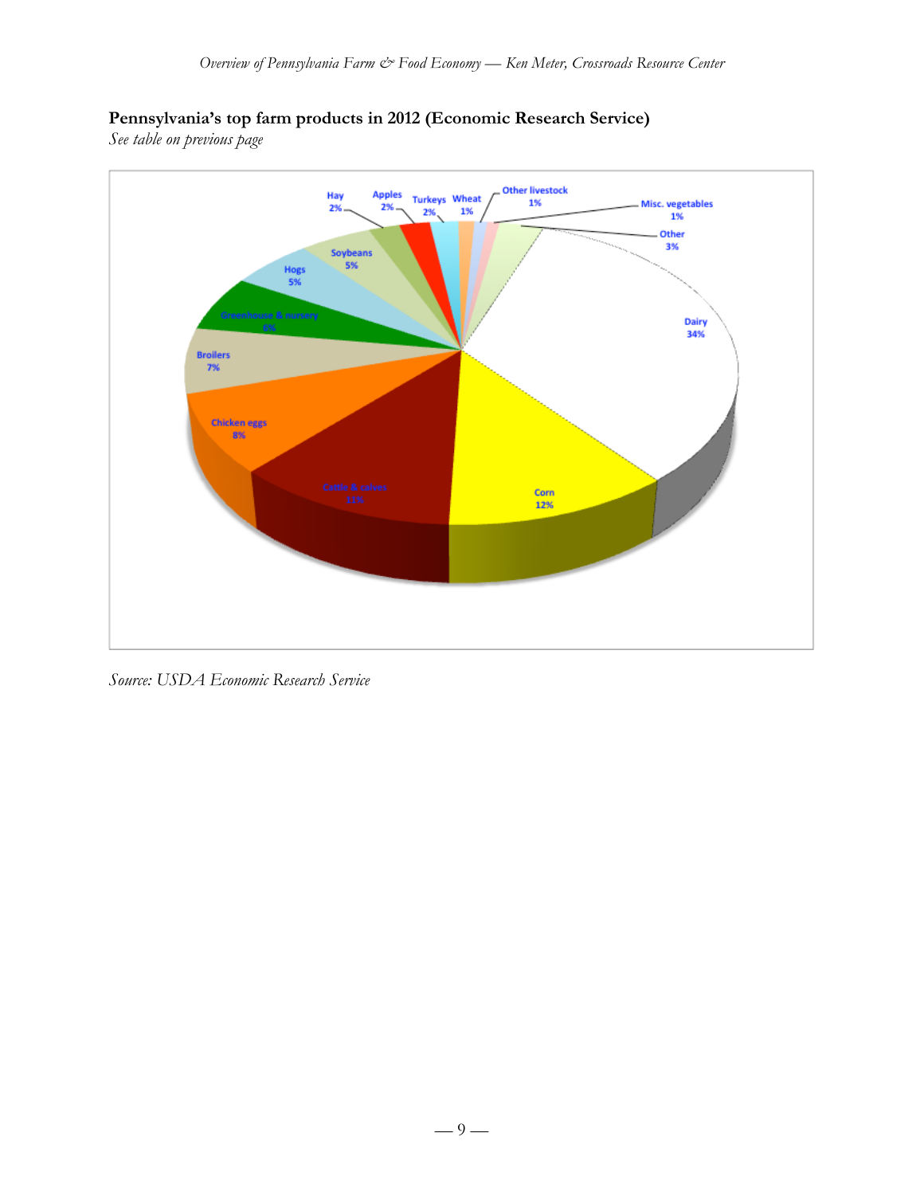**Pennsylvania's top farm products in 2012 (Economic Research Service)**

*See table on previous page*

*Source: USDA Economic Research Service*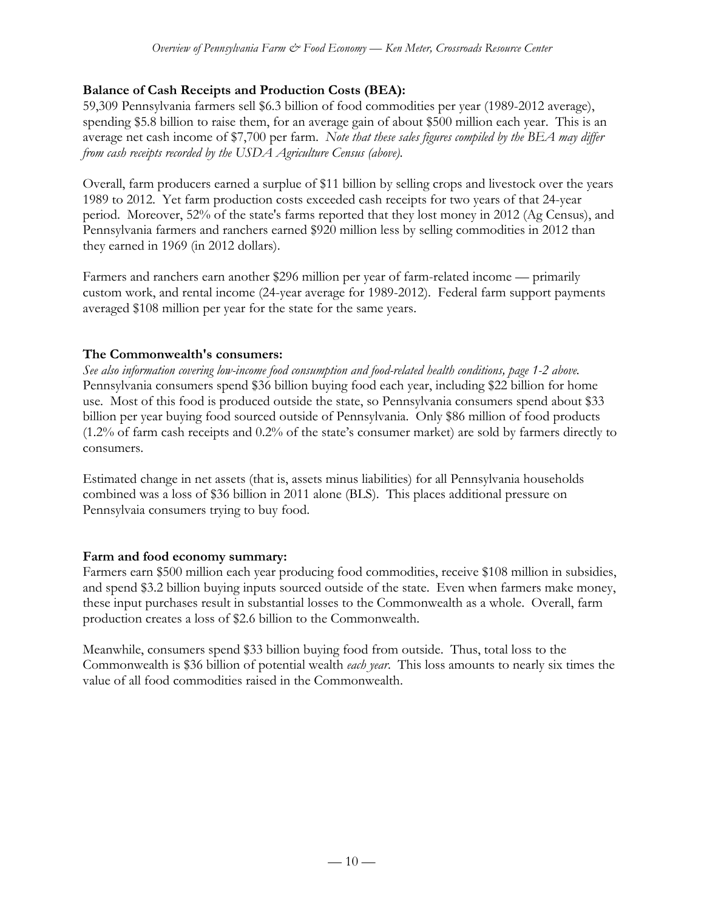**Balance of Cash Receipts and Production Costs (BEA):**
59,309 Pennsylvania farmers sell $6.3 billion of food commodities per year (1989-2012 average), spending $5.8 billion to raise them, for an average gain of about $500 million each year. This is an average net cash income of $7,700 per farm. *Note that these sales figures compiled by the BEA may differ from cash receipts recorded by the USDA Agriculture Census (above).*

Overall, farm producers earned a surplus of $11 billion by selling crops and livestock over the years 1989 to 2012. Yet farm production costs exceeded cash receipts for two years of that 24-year period. Moreover, 52% of the state's farms reported that they lost money in 2012 (Ag Census), and Pennsylvania farmers and ranchers earned $920 million less by selling commodities in 2012 than they earned in 1969 (in 2012 dollars).

Farmers and ranchers earn another $296 million per year of farm-related income — primarily custom work, and rental income (24-year average for 1989-2012). Federal farm support payments averaged $108 million per year for the state for the same years.

**The Commonwealth's consumers:**
*See also information covering low-income food consumption and food-related health conditions, page 1-2 above.*
Pennsylvania consumers spend $36 billion buying food each year, including $22 billion for home use. Most of this food is produced outside the state, so Pennsylvania consumers spend about $33 billion per year buying food sourced outside of Pennsylvania. Only $86 million of food products (1.2% of farm cash receipts and 0.2% of the state's consumer market) are sold by farmers directly to consumers.

Estimated change in net assets (that is, assets minus liabilities) for all Pennsylvania households combined was a loss of $36 billion in 2011 alone (BLS). This places additional pressure on Pennsylvaia consumers trying to buy food.

**Farm and food economy summary:**
Farmers earn $500 million each year producing food commodities, receive $108 million in subsidies, and spend $3.2 billion buying inputs sourced outside of the state. Even when farmers make money, these input purchases result in substantial losses to the Commonwealth as a whole. Overall, farm production creates a loss of $2.6 billion to the Commonwealth.

Meanwhile, consumers spend $33 billion buying food from outside. Thus, total loss to the Commonwealth is $36 billion of potential wealth *each year*. This loss amounts to nearly six times the value of all food commodities raised in the Commonwealth.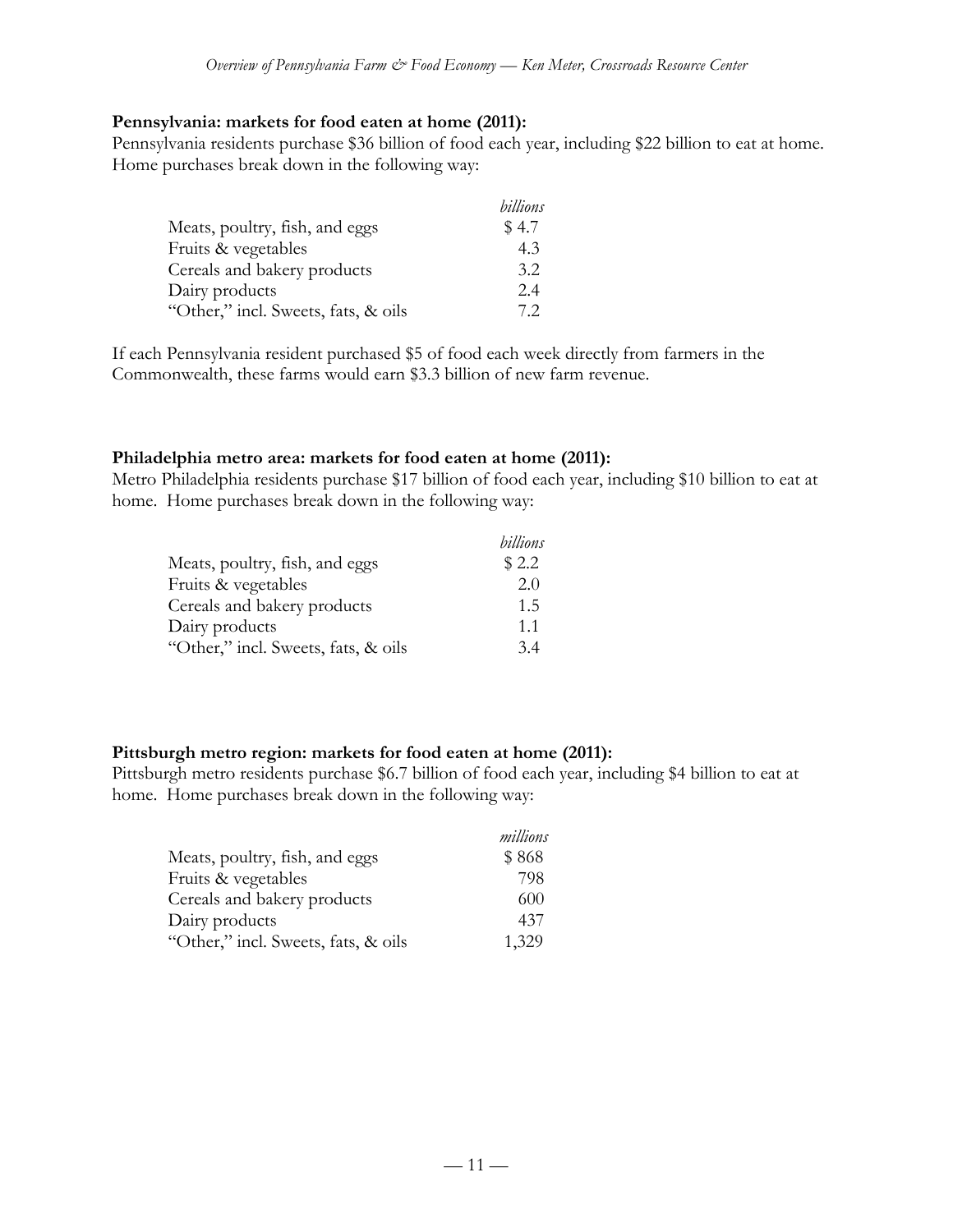**Pennsylvania: markets for food eaten at home (2011):**
Pennsylvania residents purchase $36 billion of food each year, including $22 billion to eat at home. Home purchases break down in the following way:

| | *billions* |
|---|---|
| Meats, poultry, fish, and eggs | $ 4.7 |
| Fruits & vegetables | 4.3 |
| Cereals and bakery products | 3.2 |
| Dairy products | 2.4 |
| "Other," incl. Sweets, fats, & oils | 7.2 |

If each Pennsylvania resident purchased $5 of food each week directly from farmers in the Commonwealth, these farms would earn $3.3 billion of new farm revenue.

**Philadelphia metro area: markets for food eaten at home (2011):**
Metro Philadelphia residents purchase $17 billion of food each year, including $10 billion to eat at home. Home purchases break down in the following way:

| | *billions* |
|---|---|
| Meats, poultry, fish, and eggs | $ 2.2 |
| Fruits & vegetables | 2.0 |
| Cereals and bakery products | 1.5 |
| Dairy products | 1.1 |
| "Other," incl. Sweets, fats, & oils | 3.4 |

**Pittsburgh metro region: markets for food eaten at home (2011):**
Pittsburgh metro residents purchase $6.7 billion of food each year, including $4 billion to eat at home. Home purchases break down in the following way:

| | *millions* |
|---|---|
| Meats, poultry, fish, and eggs | $ 868 |
| Fruits & vegetables | 798 |
| Cereals and bakery products | 600 |
| Dairy products | 437 |
| "Other," incl. Sweets, fats, & oils | 1,329 |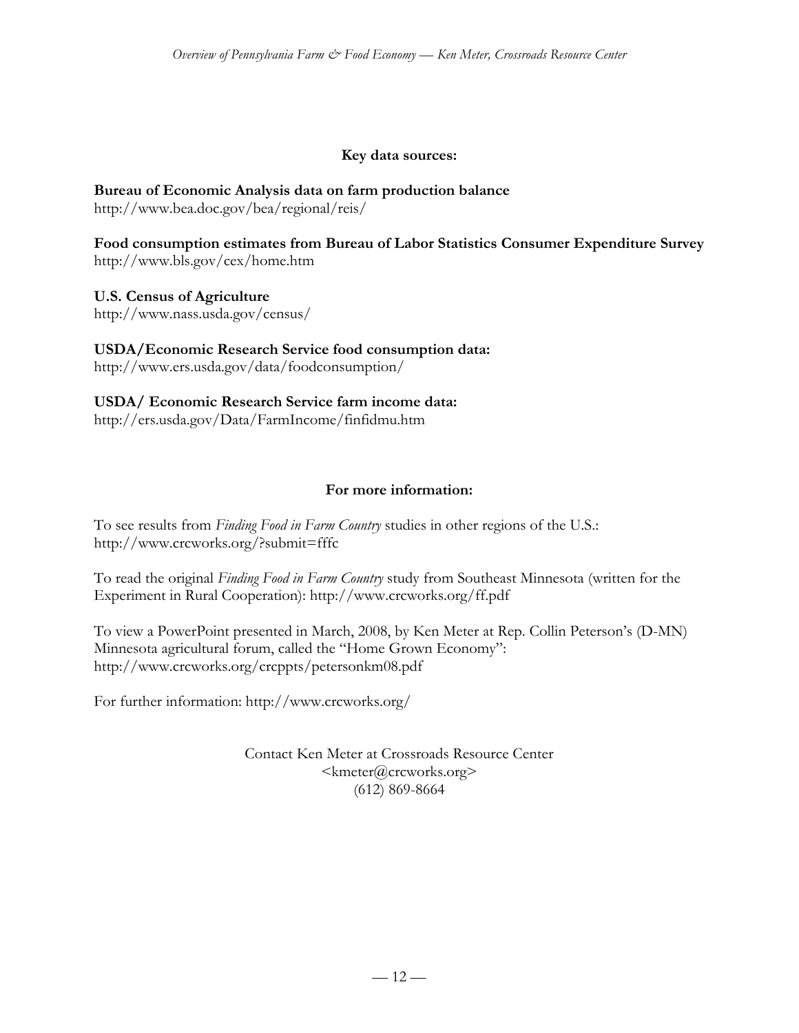### Key data sources:

**Bureau of Economic Analysis data on farm production balance**
http://www.bea.doc.gov/bea/regional/reis/

**Food consumption estimates from Bureau of Labor Statistics Consumer Expenditure Survey**
http://www.bls.gov/cex/home.htm

**U.S. Census of Agriculture**
http://www.nass.usda.gov/census/

**USDA/Economic Research Service food consumption data:**
http://www.ers.usda.gov/data/foodconsumption/

**USDA/ Economic Research Service farm income data:**
http://ers.usda.gov/Data/FarmIncome/finfidmu.htm

### For more information:

To see results from *Finding Food in Farm Country* studies in other regions of the U.S.:
http://www.crcworks.org/?submit=fffc

To read the original *Finding Food in Farm Country* study from Southeast Minnesota (written for the Experiment in Rural Cooperation): http://www.crcworks.org/ff.pdf

To view a PowerPoint presented in March, 2008, by Ken Meter at Rep. Collin Peterson's (D-MN) Minnesota agricultural forum, called the "Home Grown Economy":
http://www.crcworks.org/crcppts/petersonkm08.pdf

For further information: http://www.crcworks.org/

Contact Ken Meter at Crossroads Resource Center
<kmeter@crcworks.org>
(612) 869-8664